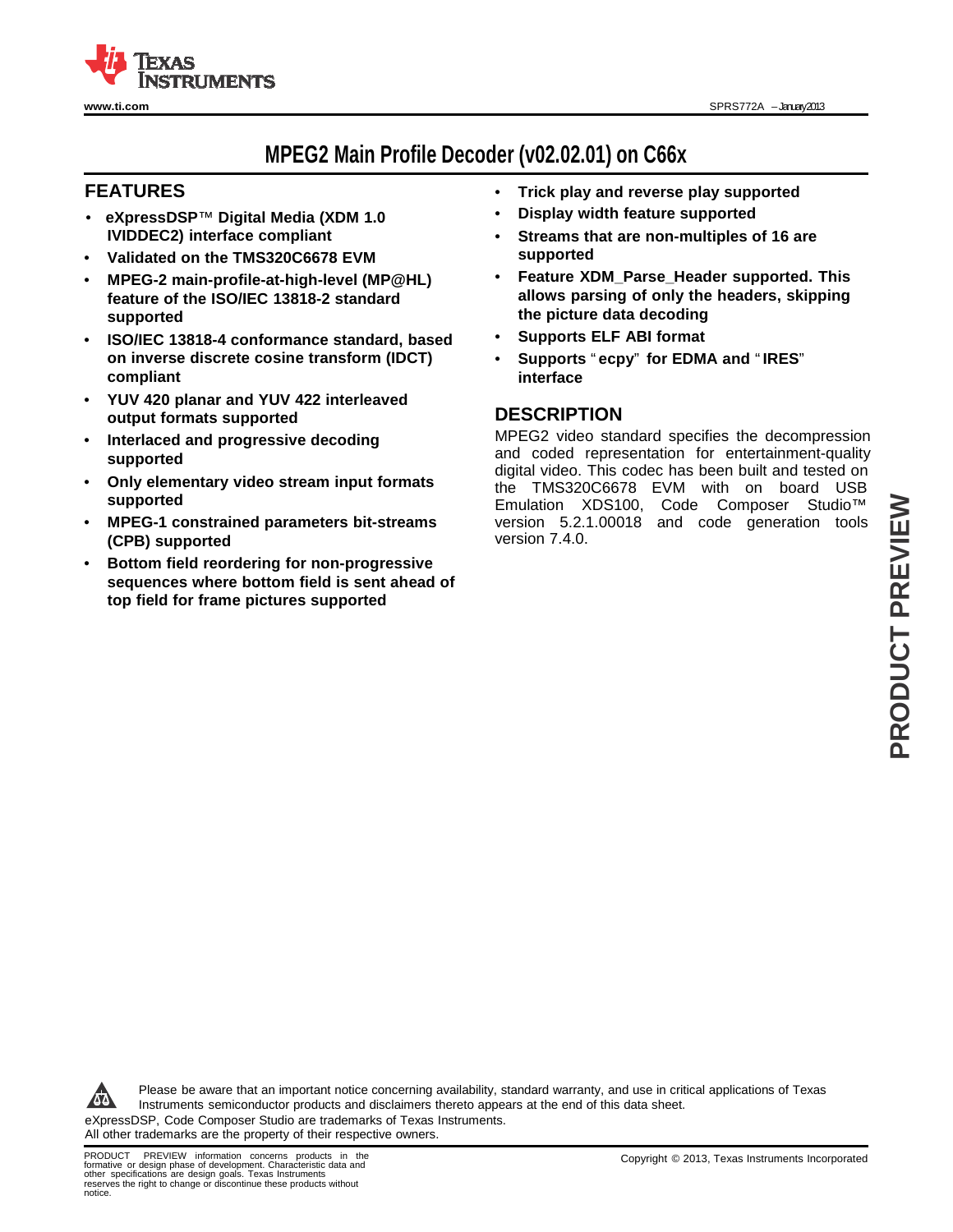# MPEG2 Main Profile Decoder (v02.02.01) on C66x

## FEATURES

- **eXpressDSP™ Digital Media (XDM 1.0 IVIDDEC2) interface compliant**
- **Validated on the TMS320C6678 EVM**
- **MPEG-2 main-profile-at-high-level (MP@HL) feature of the ISO/IEC 13818-2 standard supported**
- **ISO/IEC 13818-4 conformance standard, based on inverse discrete cosine transform (IDCT) compliant**
- **YUV 420 planar and YUV 422 interleaved output formats supported**
- **Interlaced and progressive decoding supported**
- **Only elementary video stream input formats supported**
- **MPEG-1 constrained parameters bit-streams (CPB) supported**
- **Bottom field reordering for non-progressive sequences where bottom field is sent ahead of top field for frame pictures supported**
- **Trick play and reverse play supported**
- **Display width feature supported**
- **Streams that are non-multiples of 16 are supported**
- **Feature XDM_Parse_Header supported. This allows parsing of only the headers, skipping the picture data decoding**
- **Supports ELF ABI format**
- **Supports "ecpy" for EDMA and "IRES" interface**

## DESCRIPTION

MPEG2 video standard specifies the decompression and coded representation for entertainment-quality digital video. This codec has been built and tested on the TMS320C6678 EVM with on board USB Emulation XDS100, Code Composer Studio™ version 5.2.1.00018 and code generation tools version 7.4.0.

Please be aware that an important notice concerning availability, standard warranty, and use in critical applications of Texas Instruments semiconductor products and disclaimers thereto appears at the end of this data sheet.

eXpressDSP, Code Composer Studio are trademarks of Texas Instruments.
All other trademarks are the property of their respective owners.

PRODUCT PREVIEW information concerns products in the formative or design phase of development. Characteristic data and other specifications are design goals. Texas Instruments reserves the right to change or discontinue these products without notice.

Copyright © 2013, Texas Instruments Incorporated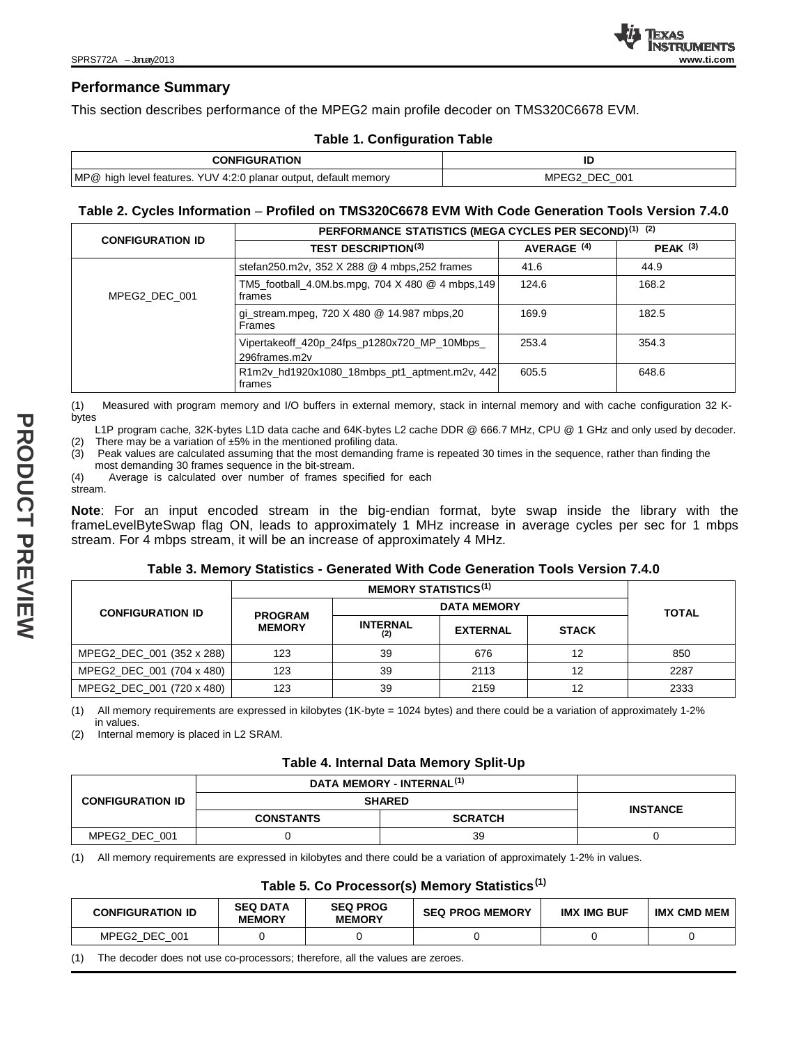## Performance Summary

This section describes performance of the MPEG2 main profile decoder on TMS320C6678 EVM.

**Table 1. Configuration Table**

| CONFIGURATION | ID |
|---|---|
| MP@ high level features. YUV 4:2:0 planar output, default memory | MPEG2_DEC_001 |

**Table 2. Cycles Information – Profiled on TMS320C6678 EVM With Code Generation Tools Version 7.4.0**

| CONFIGURATION ID | PERFORMANCE STATISTICS (MEGA CYCLES PER SECOND)(1) (2) | | |
|---|---|---|---|
| | TEST DESCRIPTION(3) | AVERAGE (4) | PEAK (3) |
| MPEG2_DEC_001 | stefan250.m2v, 352 X 288 @ 4 mbps,252 frames | 41.6 | 44.9 |
| | TM5_football_4.0M.bs.mpg, 704 X 480 @ 4 mbps,149 frames | 124.6 | 168.2 |
| | gi_stream.mpeg, 720 X 480 @ 14.987 mbps,20 Frames | 169.9 | 182.5 |
| | Vipertakeoff_420p_24fps_p1280x720_MP_10Mbps_296frames.m2v | 253.4 | 354.3 |
| | R1m2v_hd1920x1080_18mbps_pt1_aptment.m2v, 442 frames | 605.5 | 648.6 |

(1) Measured with program memory and I/O buffers in external memory, stack in internal memory and with cache configuration 32 K-bytes L1P program cache, 32K-bytes L1D data cache and 64K-bytes L2 cache DDR @ 666.7 MHz, CPU @ 1 GHz and only used by decoder.
(2) There may be a variation of ±5% in the mentioned profiling data.
(3) Peak values are calculated assuming that the most demanding frame is repeated 30 times in the sequence, rather than finding the most demanding 30 frames sequence in the bit-stream.
(4) Average is calculated over number of frames specified for each stream.

**Note**: For an input encoded stream in the big-endian format, byte swap inside the library with the frameLevelByteSwap flag ON, leads to approximately 1 MHz increase in average cycles per sec for 1 mbps stream. For 4 mbps stream, it will be an increase of approximately 4 MHz.

**Table 3. Memory Statistics - Generated With Code Generation Tools Version 7.4.0**

| CONFIGURATION ID | MEMORY STATISTICS(1) | | | | TOTAL |
|---|---|---|---|---|---|
| | PROGRAM MEMORY | DATA MEMORY | | | |
| | | INTERNAL (2) | EXTERNAL | STACK | |
| MPEG2_DEC_001 (352 x 288) | 123 | 39 | 676 | 12 | 850 |
| MPEG2_DEC_001 (704 x 480) | 123 | 39 | 2113 | 12 | 2287 |
| MPEG2_DEC_001 (720 x 480) | 123 | 39 | 2159 | 12 | 2333 |

(1) All memory requirements are expressed in kilobytes (1K-byte = 1024 bytes) and there could be a variation of approximately 1-2% in values.
(2) Internal memory is placed in L2 SRAM.

**Table 4. Internal Data Memory Split-Up**

| CONFIGURATION ID | DATA MEMORY - INTERNAL(1) | | INSTANCE |
|---|---|---|---|
| | SHARED | | |
| | CONSTANTS | SCRATCH | |
| MPEG2_DEC_001 | 0 | 39 | 0 |

(1) All memory requirements are expressed in kilobytes and there could be a variation of approximately 1-2% in values.

**Table 5. Co Processor(s) Memory Statistics(1)**

| CONFIGURATION ID | SEQ DATA MEMORY | SEQ PROG MEMORY | SEQ PROG MEMORY | IMX IMG BUF | IMX CMD MEM |
|---|---|---|---|---|---|
| MPEG2_DEC_001 | 0 | 0 | 0 | 0 | 0 |

(1) The decoder does not use co-processors; therefore, all the values are zeroes.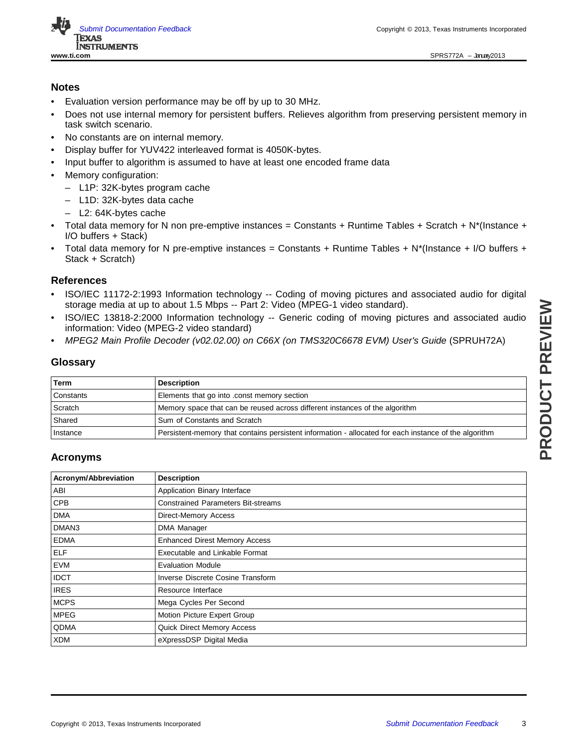## Notes

- Evaluation version performance may be off by up to 30 MHz.
- Does not use internal memory for persistent buffers. Relieves algorithm from preserving persistent memory in task switch scenario.
- No constants are on internal memory.
- Display buffer for YUV422 interleaved format is 4050K-bytes.
- Input buffer to algorithm is assumed to have at least one encoded frame data
- Memory configuration:
  - L1P: 32K-bytes program cache
  - L1D: 32K-bytes data cache
  - L2: 64K-bytes cache
- Total data memory for N non pre-emptive instances = Constants + Runtime Tables + Scratch + N*(Instance + I/O buffers + Stack)
- Total data memory for N pre-emptive instances = Constants + Runtime Tables + N*(Instance + I/O buffers + Stack + Scratch)

## References

- ISO/IEC 11172-2:1993 Information technology -- Coding of moving pictures and associated audio for digital storage media at up to about 1.5 Mbps -- Part 2: Video (MPEG-1 video standard).
- ISO/IEC 13818-2:2000 Information technology -- Generic coding of moving pictures and associated audio information: Video (MPEG-2 video standard)
- *MPEG2 Main Profile Decoder (v02.02.00) on C66X (on TMS320C6678 EVM) User's Guide* (SPRUH72A)

## Glossary

| Term | Description |
|---|---|
| Constants | Elements that go into .const memory section |
| Scratch | Memory space that can be reused across different instances of the algorithm |
| Shared | Sum of Constants and Scratch |
| Instance | Persistent-memory that contains persistent information - allocated for each instance of the algorithm |

## Acronyms

| Acronym/Abbreviation | Description |
|---|---|
| ABI | Application Binary Interface |
| CPB | Constrained Parameters Bit-streams |
| DMA | Direct-Memory Access |
| DMAN3 | DMA Manager |
| EDMA | Enhanced Direst Memory Access |
| ELF | Executable and Linkable Format |
| EVM | Evaluation Module |
| IDCT | Inverse Discrete Cosine Transform |
| IRES | Resource Interface |
| MCPS | Mega Cycles Per Second |
| MPEG | Motion Picture Expert Group |
| QDMA | Quick Direct Memory Access |
| XDM | eXpressDSP Digital Media |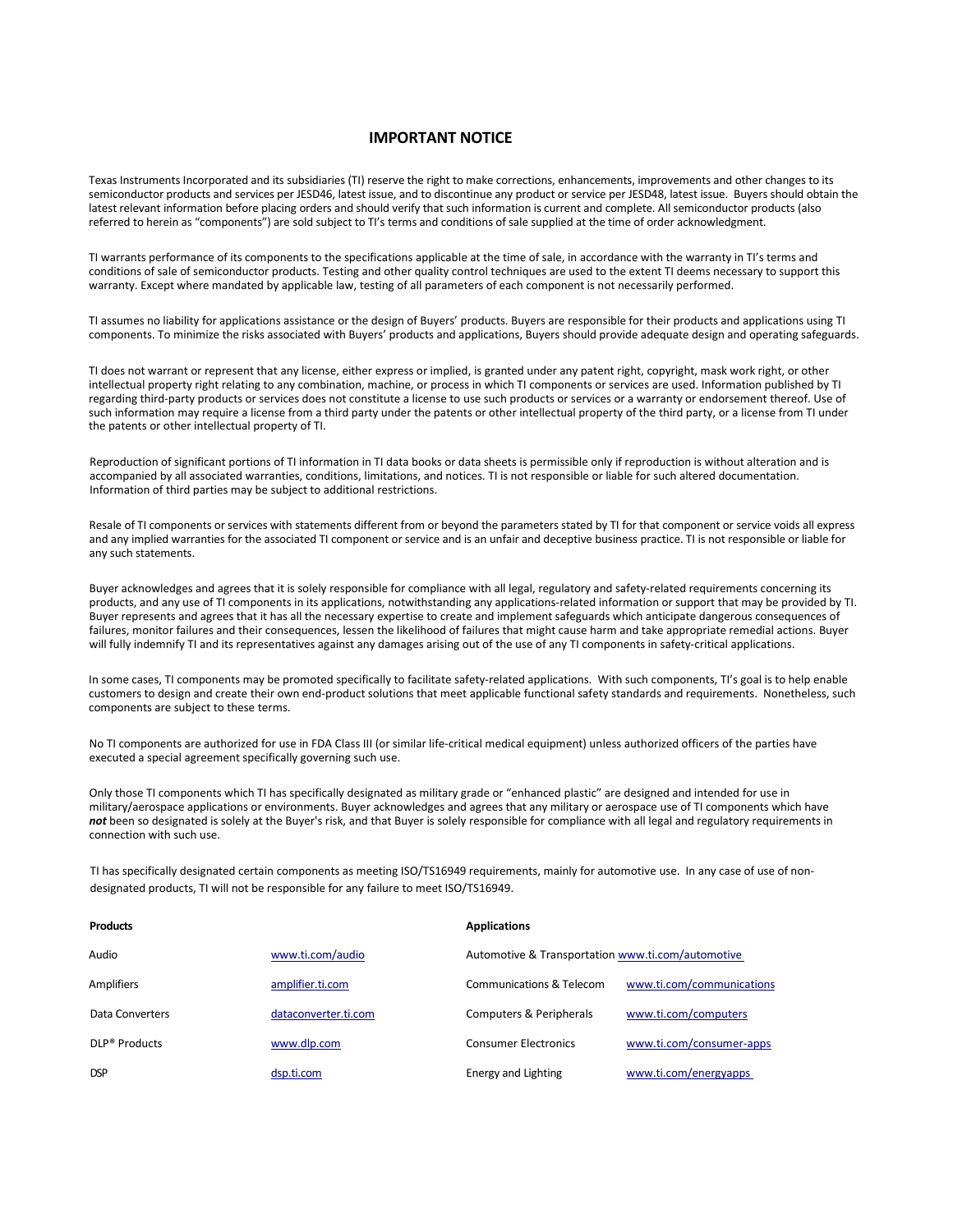# IMPORTANT NOTICE

Texas Instruments Incorporated and its subsidiaries (TI) reserve the right to make corrections, enhancements, improvements and other changes to its semiconductor products and services per JESD46, latest issue, and to discontinue any product or service per JESD48, latest issue. Buyers should obtain the latest relevant information before placing orders and should verify that such information is current and complete. All semiconductor products (also referred to herein as "components") are sold subject to TI's terms and conditions of sale supplied at the time of order acknowledgment.

TI warrants performance of its components to the specifications applicable at the time of sale, in accordance with the warranty in TI's terms and conditions of sale of semiconductor products. Testing and other quality control techniques are used to the extent TI deems necessary to support this warranty. Except where mandated by applicable law, testing of all parameters of each component is not necessarily performed.

TI assumes no liability for applications assistance or the design of Buyers' products. Buyers are responsible for their products and applications using TI components. To minimize the risks associated with Buyers' products and applications, Buyers should provide adequate design and operating safeguards.

TI does not warrant or represent that any license, either express or implied, is granted under any patent right, copyright, mask work right, or other intellectual property right relating to any combination, machine, or process in which TI components or services are used. Information published by TI regarding third-party products or services does not constitute a license to use such products or services or a warranty or endorsement thereof. Use of such information may require a license from a third party under the patents or other intellectual property of the third party, or a license from TI under the patents or other intellectual property of TI.

Reproduction of significant portions of TI information in TI data books or data sheets is permissible only if reproduction is without alteration and is accompanied by all associated warranties, conditions, limitations, and notices. TI is not responsible or liable for such altered documentation. Information of third parties may be subject to additional restrictions.

Resale of TI components or services with statements different from or beyond the parameters stated by TI for that component or service voids all express and any implied warranties for the associated TI component or service and is an unfair and deceptive business practice. TI is not responsible or liable for any such statements.

Buyer acknowledges and agrees that it is solely responsible for compliance with all legal, regulatory and safety-related requirements concerning its products, and any use of TI components in its applications, notwithstanding any applications-related information or support that may be provided by TI. Buyer represents and agrees that it has all the necessary expertise to create and implement safeguards which anticipate dangerous consequences of failures, monitor failures and their consequences, lessen the likelihood of failures that might cause harm and take appropriate remedial actions. Buyer will fully indemnify TI and its representatives against any damages arising out of the use of any TI components in safety-critical applications.

In some cases, TI components may be promoted specifically to facilitate safety-related applications. With such components, TI's goal is to help enable customers to design and create their own end-product solutions that meet applicable functional safety standards and requirements. Nonetheless, such components are subject to these terms.

No TI components are authorized for use in FDA Class III (or similar life-critical medical equipment) unless authorized officers of the parties have executed a special agreement specifically governing such use.

Only those TI components which TI has specifically designated as military grade or "enhanced plastic" are designed and intended for use in military/aerospace applications or environments. Buyer acknowledges and agrees that any military or aerospace use of TI components which have ***not*** been so designated is solely at the Buyer's risk, and that Buyer is solely responsible for compliance with all legal and regulatory requirements in connection with such use.

TI has specifically designated certain components as meeting ISO/TS16949 requirements, mainly for automotive use. In any case of use of non-designated products, TI will not be responsible for any failure to meet ISO/TS16949.

| **Products** | | **Applications** | |
|---|---|---|---|
| Audio | www.ti.com/audio | Automotive & Transportation | www.ti.com/automotive |
| Amplifiers | amplifier.ti.com | Communications & Telecom | www.ti.com/communications |
| Data Converters | dataconverter.ti.com | Computers & Peripherals | www.ti.com/computers |
| DLP® Products | www.dlp.com | Consumer Electronics | www.ti.com/consumer-apps |
| DSP | dsp.ti.com | Energy and Lighting | www.ti.com/energyapps |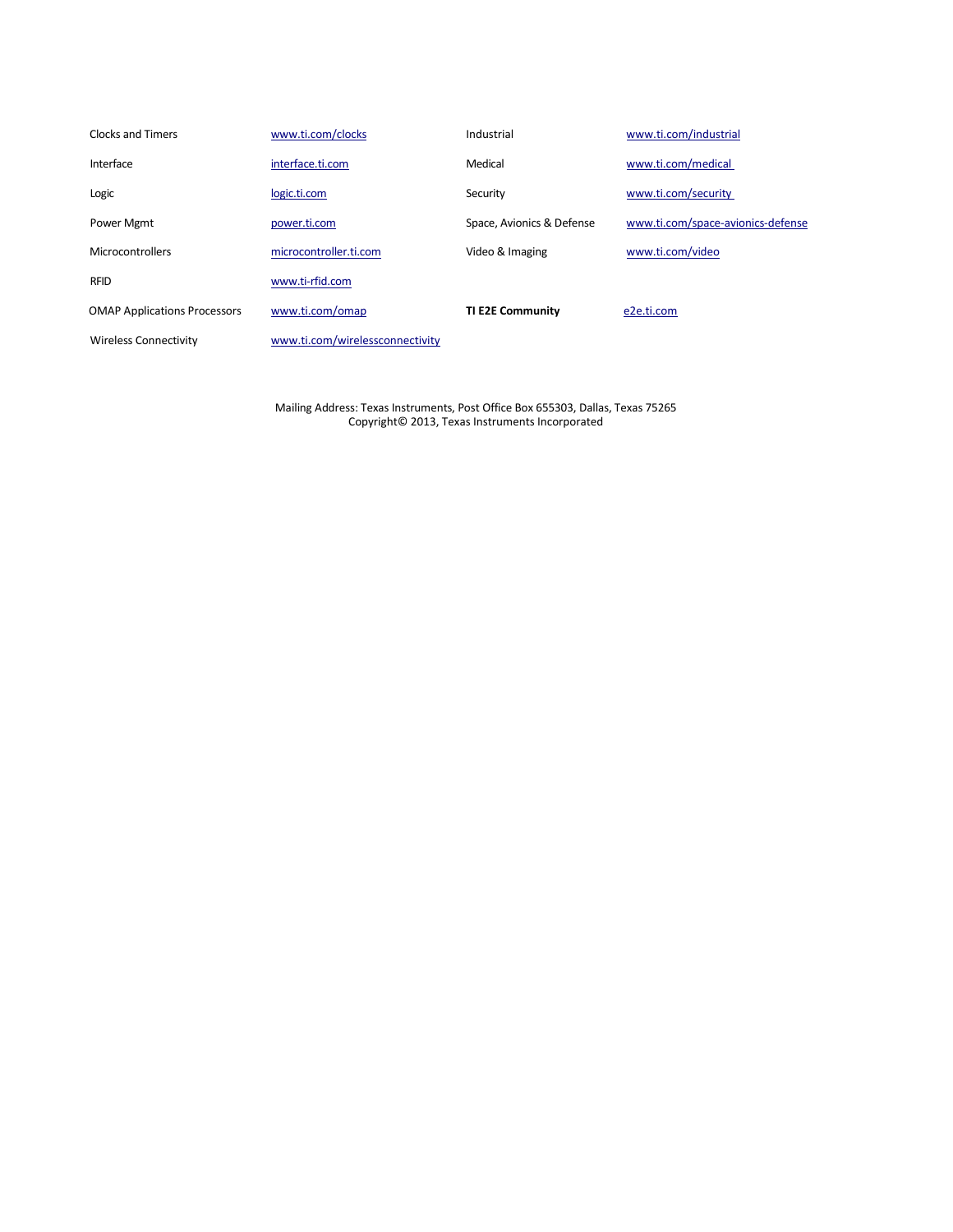| | | | |
|---|---|---|---|
| Clocks and Timers | www.ti.com/clocks | Industrial | www.ti.com/industrial |
| Interface | interface.ti.com | Medical | www.ti.com/medical |
| Logic | logic.ti.com | Security | www.ti.com/security |
| Power Mgmt | power.ti.com | Space, Avionics & Defense | www.ti.com/space-avionics-defense |
| Microcontrollers | microcontroller.ti.com | Video & Imaging | www.ti.com/video |
| RFID | www.ti-rfid.com | | |
| OMAP Applications Processors | www.ti.com/omap | **TI E2E Community** | e2e.ti.com |
| Wireless Connectivity | www.ti.com/wirelessconnectivity | | |

Mailing Address: Texas Instruments, Post Office Box 655303, Dallas, Texas 75265
Copyright© 2013, Texas Instruments Incorporated